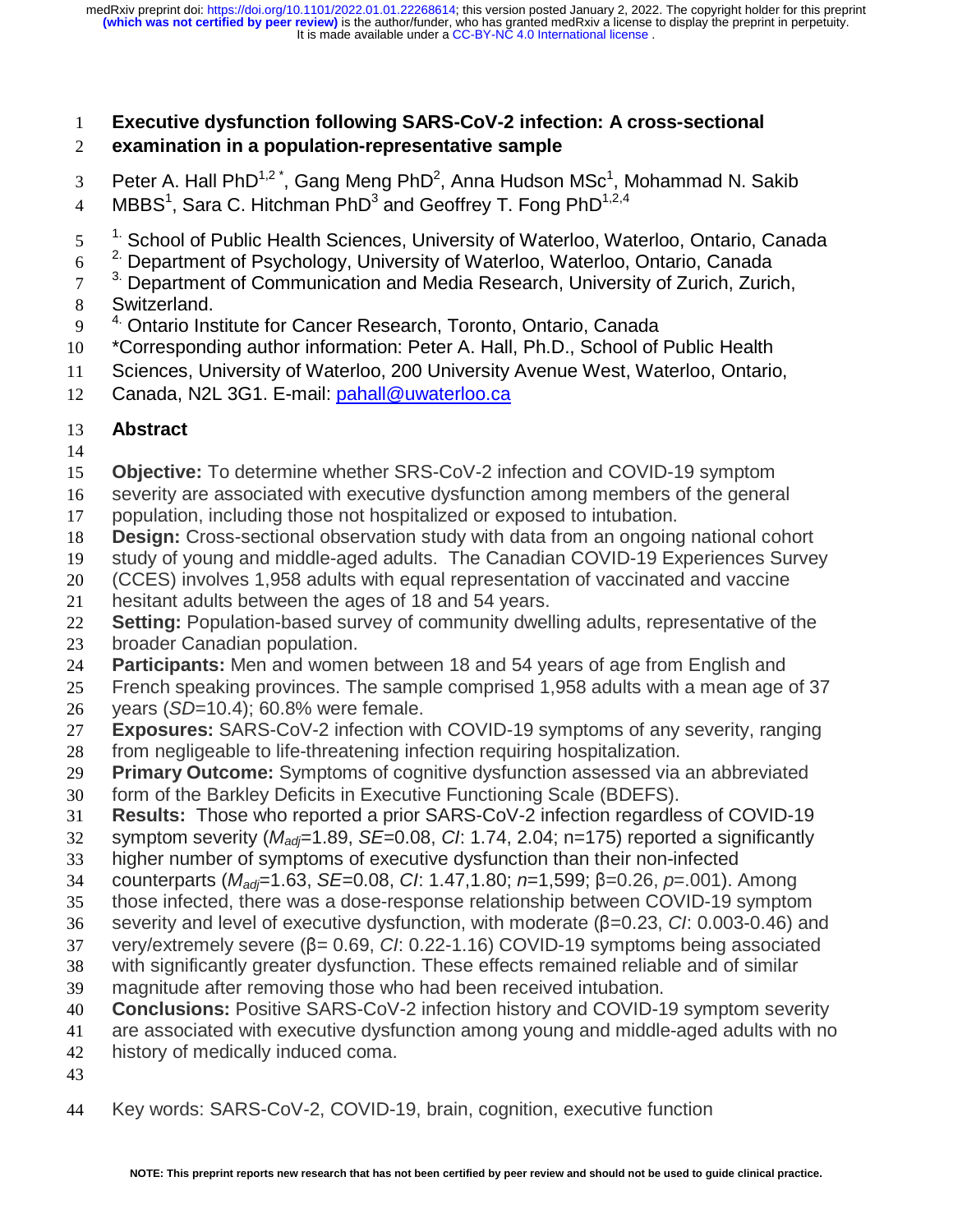# Executive dysfunction following SARS-CoV-2 infection: A cross-sectional examination in a population-representative sample

Peter A. Hall PhD[1,2 *], Gang Meng PhD[2], Anna Hudson MSc[1], Mohammad N. Sakib MBBS[1], Sara C. Hitchman PhD[3] and Geoffrey T. Fong PhD[1,2,4]

[1.] School of Public Health Sciences, University of Waterloo, Waterloo, Ontario, Canada
[2.] Department of Psychology, University of Waterloo, Waterloo, Ontario, Canada
[3.] Department of Communication and Media Research, University of Zurich, Zurich, Switzerland.
[4.] Ontario Institute for Cancer Research, Toronto, Ontario, Canada

*Corresponding author information: Peter A. Hall, Ph.D., School of Public Health Sciences, University of Waterloo, 200 University Avenue West, Waterloo, Ontario, Canada, N2L 3G1. E-mail: pahall@uwaterloo.ca

## Abstract

**Objective:** To determine whether SRS-CoV-2 infection and COVID-19 symptom severity are associated with executive dysfunction among members of the general population, including those not hospitalized or exposed to intubation.
**Design:** Cross-sectional observation study with data from an ongoing national cohort study of young and middle-aged adults. The Canadian COVID-19 Experiences Survey (CCES) involves 1,958 adults with equal representation of vaccinated and vaccine hesitant adults between the ages of 18 and 54 years.
**Setting:** Population-based survey of community dwelling adults, representative of the broader Canadian population.
**Participants:** Men and women between 18 and 54 years of age from English and French speaking provinces. The sample comprised 1,958 adults with a mean age of 37 years (*SD*=10.4); 60.8% were female.
**Exposures:** SARS-CoV-2 infection with COVID-19 symptoms of any severity, ranging from negligeable to life-threatening infection requiring hospitalization.
**Primary Outcome:** Symptoms of cognitive dysfunction assessed via an abbreviated form of the Barkley Deficits in Executive Functioning Scale (BDEFS).
**Results:** Those who reported a prior SARS-CoV-2 infection regardless of COVID-19 symptom severity ($M_{adj}$=1.89, *SE*=0.08, *CI*: 1.74, 2.04; n=175) reported a significantly higher number of symptoms of executive dysfunction than their non-infected counterparts ($M_{adj}$=1.63, *SE*=0.08, *CI*: 1.47,1.80; *n*=1,599; β=0.26, *p*=.001). Among those infected, there was a dose-response relationship between COVID-19 symptom severity and level of executive dysfunction, with moderate (β=0.23, *CI*: 0.003-0.46) and very/extremely severe (β= 0.69, *CI*: 0.22-1.16) COVID-19 symptoms being associated with significantly greater dysfunction. These effects remained reliable and of similar magnitude after removing those who had been received intubation.
**Conclusions:** Positive SARS-CoV-2 infection history and COVID-19 symptom severity are associated with executive dysfunction among young and middle-aged adults with no history of medically induced coma.

Key words: SARS-CoV-2, COVID-19, brain, cognition, executive function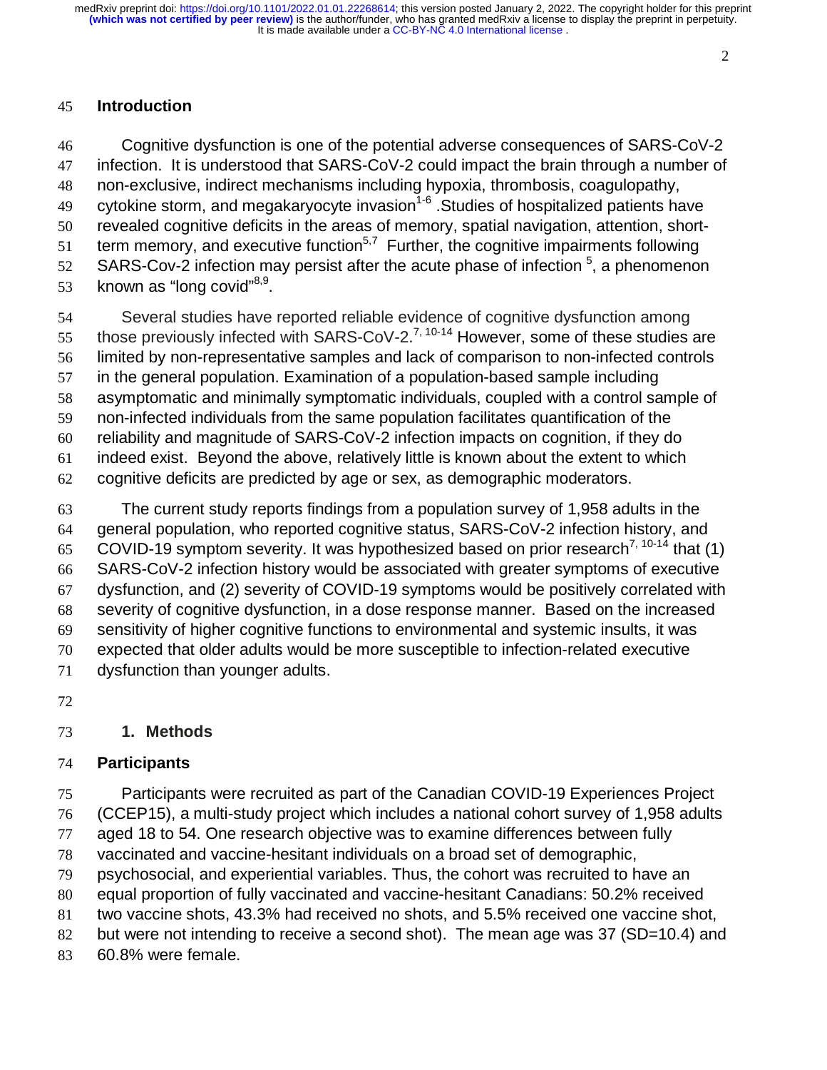## Introduction

Cognitive dysfunction is one of the potential adverse consequences of SARS-CoV-2 infection. It is understood that SARS-CoV-2 could impact the brain through a number of non-exclusive, indirect mechanisms including hypoxia, thrombosis, coagulopathy, cytokine storm, and megakaryocyte invasion[1-6] .Studies of hospitalized patients have revealed cognitive deficits in the areas of memory, spatial navigation, attention, short-term memory, and executive function[5,7] Further, the cognitive impairments following SARS-Cov-2 infection may persist after the acute phase of infection [5], a phenomenon known as "long covid"[8,9].

Several studies have reported reliable evidence of cognitive dysfunction among those previously infected with SARS-CoV-2.[7, 10-14] However, some of these studies are limited by non-representative samples and lack of comparison to non-infected controls in the general population. Examination of a population-based sample including asymptomatic and minimally symptomatic individuals, coupled with a control sample of non-infected individuals from the same population facilitates quantification of the reliability and magnitude of SARS-CoV-2 infection impacts on cognition, if they do indeed exist. Beyond the above, relatively little is known about the extent to which cognitive deficits are predicted by age or sex, as demographic moderators.

The current study reports findings from a population survey of 1,958 adults in the general population, who reported cognitive status, SARS-CoV-2 infection history, and COVID-19 symptom severity. It was hypothesized based on prior research[7, 10-14] that (1) SARS-CoV-2 infection history would be associated with greater symptoms of executive dysfunction, and (2) severity of COVID-19 symptoms would be positively correlated with severity of cognitive dysfunction, in a dose response manner. Based on the increased sensitivity of higher cognitive functions to environmental and systemic insults, it was expected that older adults would be more susceptible to infection-related executive dysfunction than younger adults.

## 1. Methods

### Participants

Participants were recruited as part of the Canadian COVID-19 Experiences Project (CCEP15), a multi-study project which includes a national cohort survey of 1,958 adults aged 18 to 54. One research objective was to examine differences between fully vaccinated and vaccine-hesitant individuals on a broad set of demographic, psychosocial, and experiential variables. Thus, the cohort was recruited to have an equal proportion of fully vaccinated and vaccine-hesitant Canadians: 50.2% received two vaccine shots, 43.3% had received no shots, and 5.5% received one vaccine shot, but were not intending to receive a second shot). The mean age was 37 (SD=10.4) and 60.8% were female.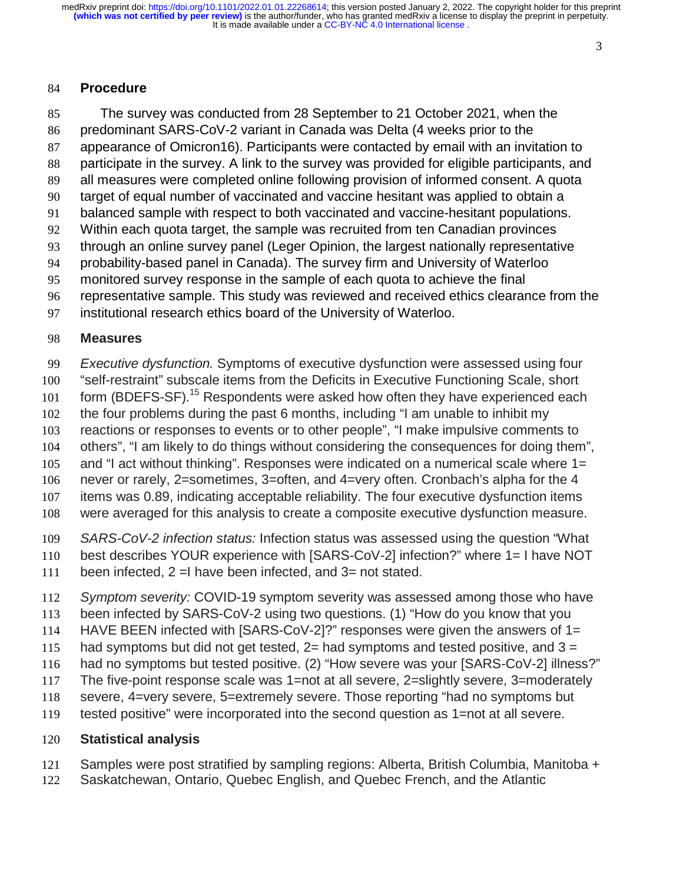## Procedure

The survey was conducted from 28 September to 21 October 2021, when the predominant SARS-CoV-2 variant in Canada was Delta (4 weeks prior to the appearance of Omicron16). Participants were contacted by email with an invitation to participate in the survey. A link to the survey was provided for eligible participants, and all measures were completed online following provision of informed consent. A quota target of equal number of vaccinated and vaccine hesitant was applied to obtain a balanced sample with respect to both vaccinated and vaccine-hesitant populations. Within each quota target, the sample was recruited from ten Canadian provinces through an online survey panel (Leger Opinion, the largest nationally representative probability-based panel in Canada). The survey firm and University of Waterloo monitored survey response in the sample of each quota to achieve the final representative sample. This study was reviewed and received ethics clearance from the institutional research ethics board of the University of Waterloo.

## Measures

*Executive dysfunction.* Symptoms of executive dysfunction were assessed using four "self-restraint" subscale items from the Deficits in Executive Functioning Scale, short form (BDEFS-SF).[15] Respondents were asked how often they have experienced each the four problems during the past 6 months, including "I am unable to inhibit my reactions or responses to events or to other people", "I make impulsive comments to others", "I am likely to do things without considering the consequences for doing them", and "I act without thinking". Responses were indicated on a numerical scale where 1= never or rarely, 2=sometimes, 3=often, and 4=very often. Cronbach's alpha for the 4 items was 0.89, indicating acceptable reliability. The four executive dysfunction items were averaged for this analysis to create a composite executive dysfunction measure.

*SARS-CoV-2 infection status:* Infection status was assessed using the question "What best describes YOUR experience with [SARS-CoV-2] infection?" where 1= I have NOT been infected, 2 =I have been infected, and 3= not stated.

*Symptom severity:* COVID-19 symptom severity was assessed among those who have been infected by SARS-CoV-2 using two questions. (1) "How do you know that you HAVE BEEN infected with [SARS-CoV-2]?" responses were given the answers of 1= had symptoms but did not get tested, 2= had symptoms and tested positive, and 3 = had no symptoms but tested positive. (2) "How severe was your [SARS-CoV-2] illness?" The five-point response scale was 1=not at all severe, 2=slightly severe, 3=moderately severe, 4=very severe, 5=extremely severe. Those reporting "had no symptoms but tested positive" were incorporated into the second question as 1=not at all severe.

## Statistical analysis

Samples were post stratified by sampling regions: Alberta, British Columbia, Manitoba + Saskatchewan, Ontario, Quebec English, and Quebec French, and the Atlantic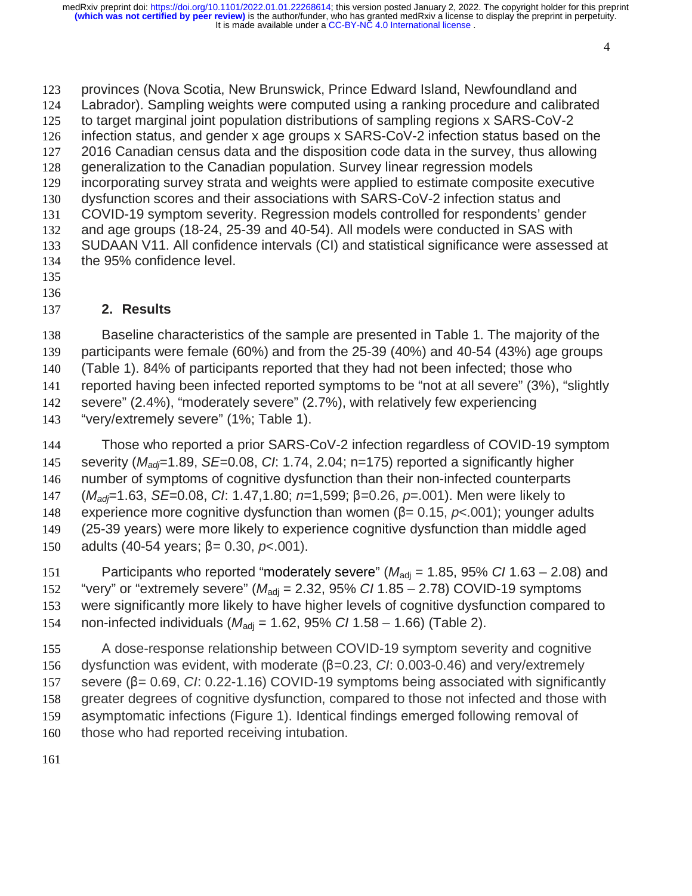provinces (Nova Scotia, New Brunswick, Prince Edward Island, Newfoundland and Labrador). Sampling weights were computed using a ranking procedure and calibrated to target marginal joint population distributions of sampling regions x SARS-CoV-2 infection status, and gender x age groups x SARS-CoV-2 infection status based on the 2016 Canadian census data and the disposition code data in the survey, thus allowing generalization to the Canadian population. Survey linear regression models incorporating survey strata and weights were applied to estimate composite executive dysfunction scores and their associations with SARS-CoV-2 infection status and COVID-19 symptom severity. Regression models controlled for respondents' gender and age groups (18-24, 25-39 and 40-54). All models were conducted in SAS with SUDAAN V11. All confidence intervals (CI) and statistical significance were assessed at the 95% confidence level.

## 2. Results

Baseline characteristics of the sample are presented in Table 1. The majority of the participants were female (60%) and from the 25-39 (40%) and 40-54 (43%) age groups (Table 1). 84% of participants reported that they had not been infected; those who reported having been infected reported symptoms to be "not at all severe" (3%), "slightly severe" (2.4%), "moderately severe" (2.7%), with relatively few experiencing "very/extremely severe" (1%; Table 1).

Those who reported a prior SARS-CoV-2 infection regardless of COVID-19 symptom severity ($M_{adj}$=1.89, *SE*=0.08, *CI*: 1.74, 2.04; n=175) reported a significantly higher number of symptoms of cognitive dysfunction than their non-infected counterparts ($M_{adj}$=1.63, *SE*=0.08, *CI*: 1.47,1.80; *n*=1,599; β=0.26, *p*=.001). Men were likely to experience more cognitive dysfunction than women (β= 0.15, $p$<.001); younger adults (25-39 years) were more likely to experience cognitive dysfunction than middle aged adults (40-54 years; β= 0.30, $p$<.001).

Participants who reported "moderately severe" ($M_{adj}$ = 1.85, 95% *CI* 1.63 – 2.08) and "very" or "extremely severe" ($M_{adj}$ = 2.32, 95% *CI* 1.85 – 2.78) COVID-19 symptoms were significantly more likely to have higher levels of cognitive dysfunction compared to non-infected individuals ($M_{adj}$ = 1.62, 95% *CI* 1.58 – 1.66) (Table 2).

A dose-response relationship between COVID-19 symptom severity and cognitive dysfunction was evident, with moderate (β=0.23, *CI*: 0.003-0.46) and very/extremely severe (β= 0.69, *CI*: 0.22-1.16) COVID-19 symptoms being associated with significantly greater degrees of cognitive dysfunction, compared to those not infected and those with asymptomatic infections (Figure 1). Identical findings emerged following removal of those who had reported receiving intubation.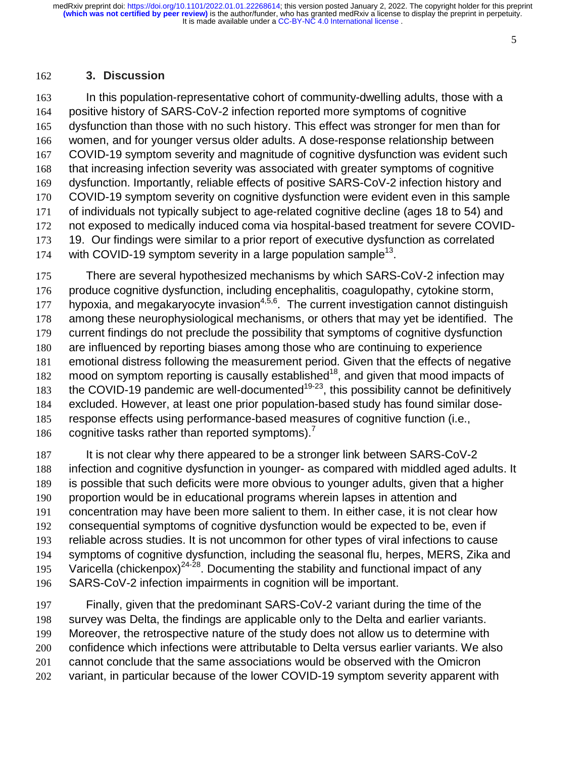## 3. Discussion

In this population-representative cohort of community-dwelling adults, those with a positive history of SARS-CoV-2 infection reported more symptoms of cognitive dysfunction than those with no such history. This effect was stronger for men than for women, and for younger versus older adults. A dose-response relationship between COVID-19 symptom severity and magnitude of cognitive dysfunction was evident such that increasing infection severity was associated with greater symptoms of cognitive dysfunction. Importantly, reliable effects of positive SARS-CoV-2 infection history and COVID-19 symptom severity on cognitive dysfunction were evident even in this sample of individuals not typically subject to age-related cognitive decline (ages 18 to 54) and not exposed to medically induced coma via hospital-based treatment for severe COVID-19. Our findings were similar to a prior report of executive dysfunction as correlated with COVID-19 symptom severity in a large population sample[13].

There are several hypothesized mechanisms by which SARS-CoV-2 infection may produce cognitive dysfunction, including encephalitis, coagulopathy, cytokine storm, hypoxia, and megakaryocyte invasion[4,5,6]. The current investigation cannot distinguish among these neurophysiological mechanisms, or others that may yet be identified. The current findings do not preclude the possibility that symptoms of cognitive dysfunction are influenced by reporting biases among those who are continuing to experience emotional distress following the measurement period. Given that the effects of negative mood on symptom reporting is causally established[18], and given that mood impacts of the COVID-19 pandemic are well-documented[19-23], this possibility cannot be definitively excluded. However, at least one prior population-based study has found similar dose-response effects using performance-based measures of cognitive function (i.e., cognitive tasks rather than reported symptoms).[7]

It is not clear why there appeared to be a stronger link between SARS-CoV-2 infection and cognitive dysfunction in younger- as compared with middled aged adults. It is possible that such deficits were more obvious to younger adults, given that a higher proportion would be in educational programs wherein lapses in attention and concentration may have been more salient to them. In either case, it is not clear how consequential symptoms of cognitive dysfunction would be expected to be, even if reliable across studies. It is not uncommon for other types of viral infections to cause symptoms of cognitive dysfunction, including the seasonal flu, herpes, MERS, Zika and Varicella (chickenpox)[24-28]. Documenting the stability and functional impact of any SARS-CoV-2 infection impairments in cognition will be important.

Finally, given that the predominant SARS-CoV-2 variant during the time of the survey was Delta, the findings are applicable only to the Delta and earlier variants. Moreover, the retrospective nature of the study does not allow us to determine with confidence which infections were attributable to Delta versus earlier variants. We also cannot conclude that the same associations would be observed with the Omicron variant, in particular because of the lower COVID-19 symptom severity apparent with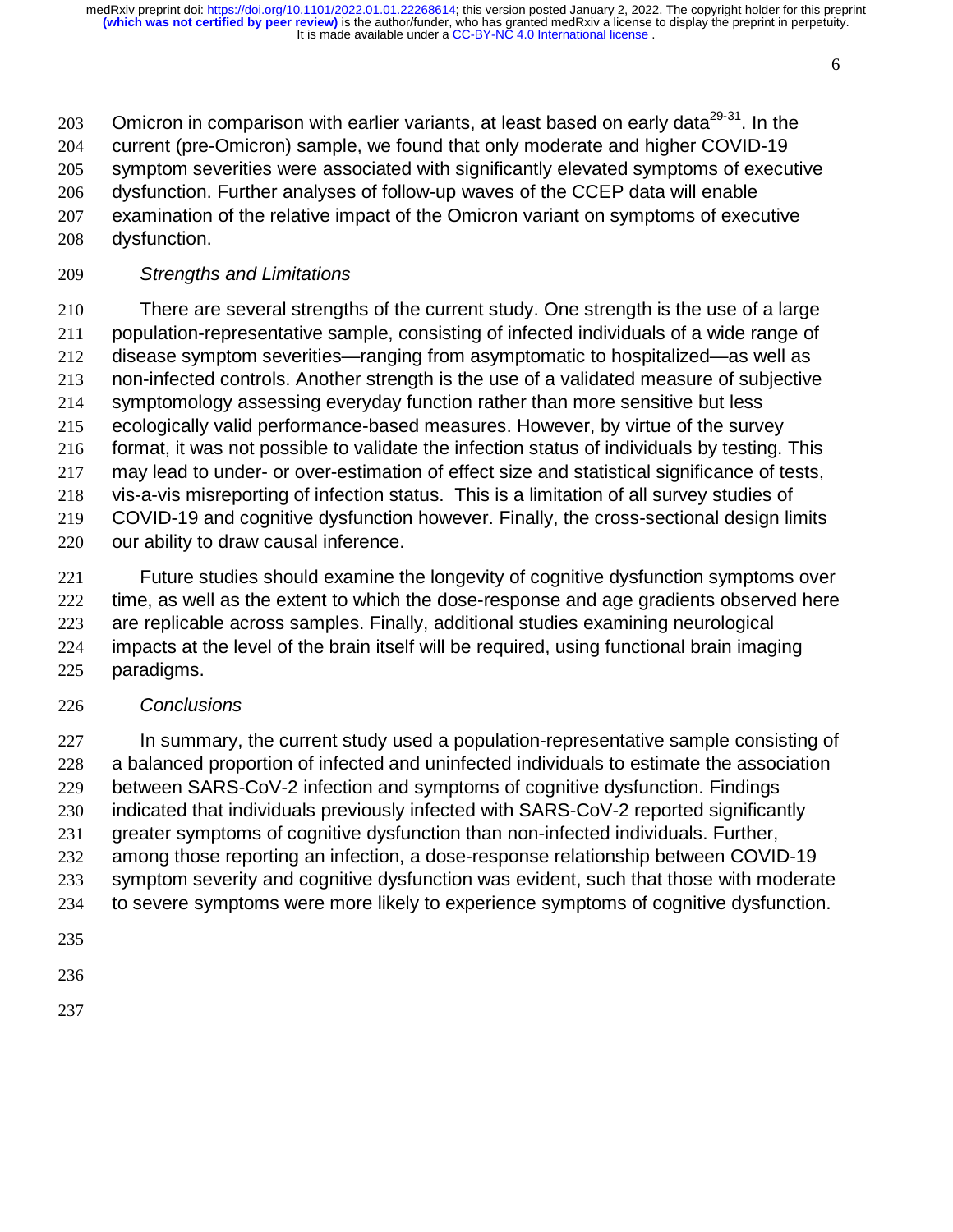Omicron in comparison with earlier variants, at least based on early data[29-31]. In the current (pre-Omicron) sample, we found that only moderate and higher COVID-19 symptom severities were associated with significantly elevated symptoms of executive dysfunction. Further analyses of follow-up waves of the CCEP data will enable examination of the relative impact of the Omicron variant on symptoms of executive dysfunction.

### *Strengths and Limitations*

There are several strengths of the current study. One strength is the use of a large population-representative sample, consisting of infected individuals of a wide range of disease symptom severities—ranging from asymptomatic to hospitalized—as well as non-infected controls. Another strength is the use of a validated measure of subjective symptomology assessing everyday function rather than more sensitive but less ecologically valid performance-based measures. However, by virtue of the survey format, it was not possible to validate the infection status of individuals by testing. This may lead to under- or over-estimation of effect size and statistical significance of tests, vis-a-vis misreporting of infection status. This is a limitation of all survey studies of COVID-19 and cognitive dysfunction however. Finally, the cross-sectional design limits our ability to draw causal inference.

Future studies should examine the longevity of cognitive dysfunction symptoms over time, as well as the extent to which the dose-response and age gradients observed here are replicable across samples. Finally, additional studies examining neurological impacts at the level of the brain itself will be required, using functional brain imaging paradigms.

### *Conclusions*

In summary, the current study used a population-representative sample consisting of a balanced proportion of infected and uninfected individuals to estimate the association between SARS-CoV-2 infection and symptoms of cognitive dysfunction. Findings indicated that individuals previously infected with SARS-CoV-2 reported significantly greater symptoms of cognitive dysfunction than non-infected individuals. Further, among those reporting an infection, a dose-response relationship between COVID-19 symptom severity and cognitive dysfunction was evident, such that those with moderate to severe symptoms were more likely to experience symptoms of cognitive dysfunction.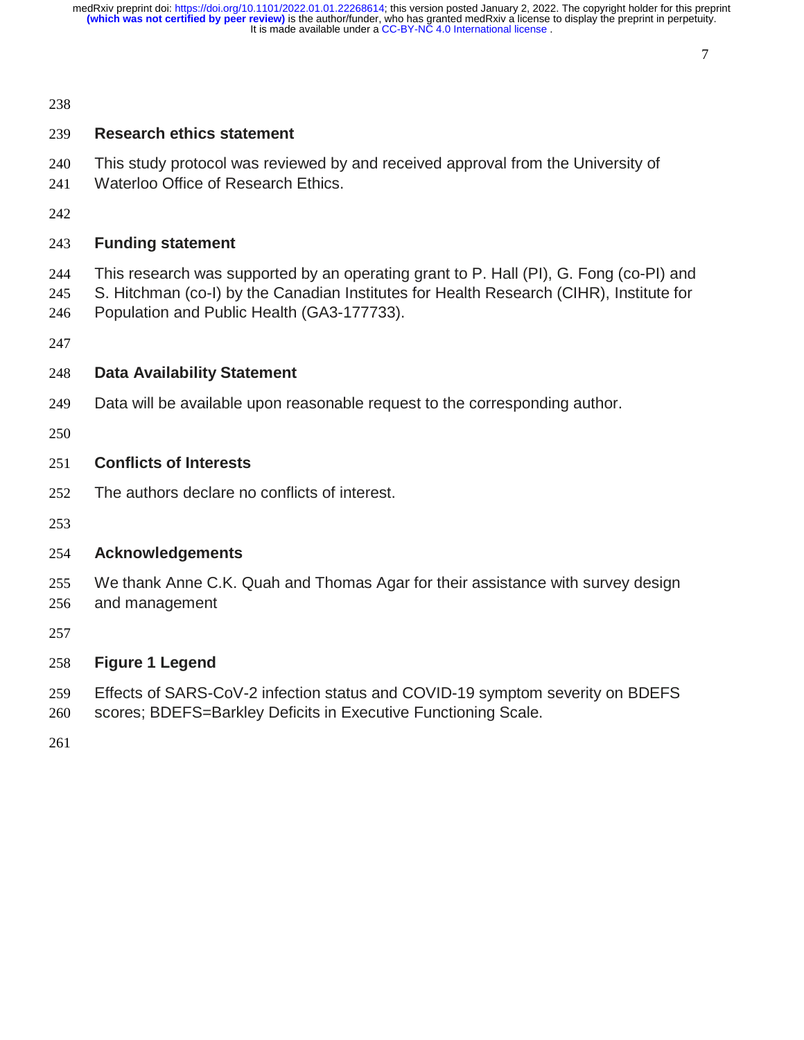## Research ethics statement

This study protocol was reviewed by and received approval from the University of Waterloo Office of Research Ethics.

## Funding statement

This research was supported by an operating grant to P. Hall (PI), G. Fong (co-PI) and S. Hitchman (co-I) by the Canadian Institutes for Health Research (CIHR), Institute for Population and Public Health (GA3-177733).

## Data Availability Statement

Data will be available upon reasonable request to the corresponding author.

## Conflicts of Interests

The authors declare no conflicts of interest.

## Acknowledgements

We thank Anne C.K. Quah and Thomas Agar for their assistance with survey design and management

## Figure 1 Legend

Effects of SARS-CoV-2 infection status and COVID-19 symptom severity on BDEFS scores; BDEFS=Barkley Deficits in Executive Functioning Scale.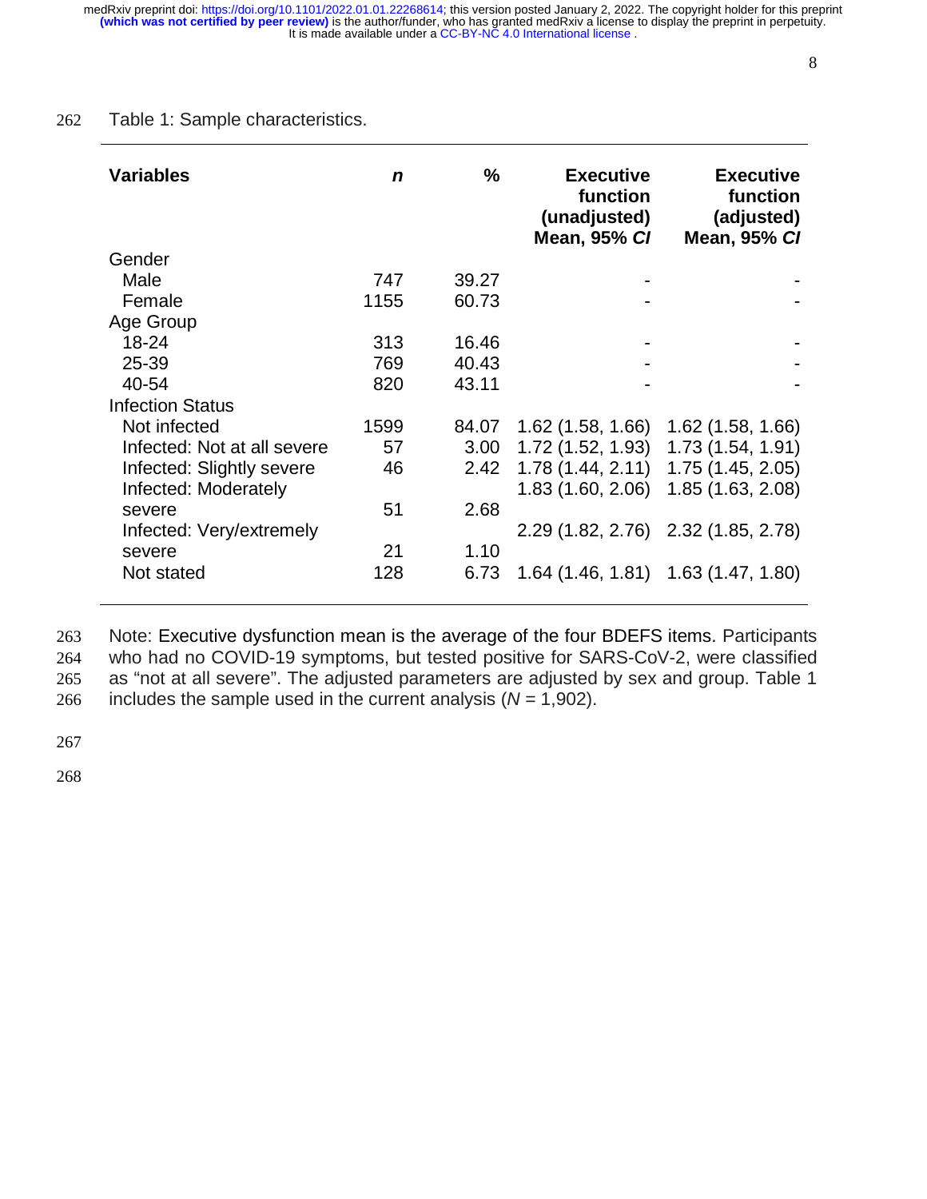Table 1: Sample characteristics.

| Variables | *n* | % | Executive function (unadjusted) Mean, 95% *CI* | Executive function (adjusted) Mean, 95% *CI* |
|---|---|---|---|---|
| Gender | | | | |
| Male | 747 | 39.27 | - | - |
| Female | 1155 | 60.73 | - | - |
| Age Group | | | | |
| 18-24 | 313 | 16.46 | - | - |
| 25-39 | 769 | 40.43 | - | - |
| 40-54 | 820 | 43.11 | - | - |
| Infection Status | | | | |
| Not infected | 1599 | 84.07 | 1.62 (1.58, 1.66) | 1.62 (1.58, 1.66) |
| Infected: Not at all severe | 57 | 3.00 | 1.72 (1.52, 1.93) | 1.73 (1.54, 1.91) |
| Infected: Slightly severe | 46 | 2.42 | 1.78 (1.44, 2.11) | 1.75 (1.45, 2.05) |
| Infected: Moderately severe | 51 | 2.68 | 1.83 (1.60, 2.06) | 1.85 (1.63, 2.08) |
| Infected: Very/extremely severe | 21 | 1.10 | 2.29 (1.82, 2.76) | 2.32 (1.85, 2.78) |
| Not stated | 128 | 6.73 | 1.64 (1.46, 1.81) | 1.63 (1.47, 1.80) |

Note: Executive dysfunction mean is the average of the four BDEFS items. Participants who had no COVID-19 symptoms, but tested positive for SARS-CoV-2, were classified as "not at all severe". The adjusted parameters are adjusted by sex and group. Table 1 includes the sample used in the current analysis ($N$ = 1,902).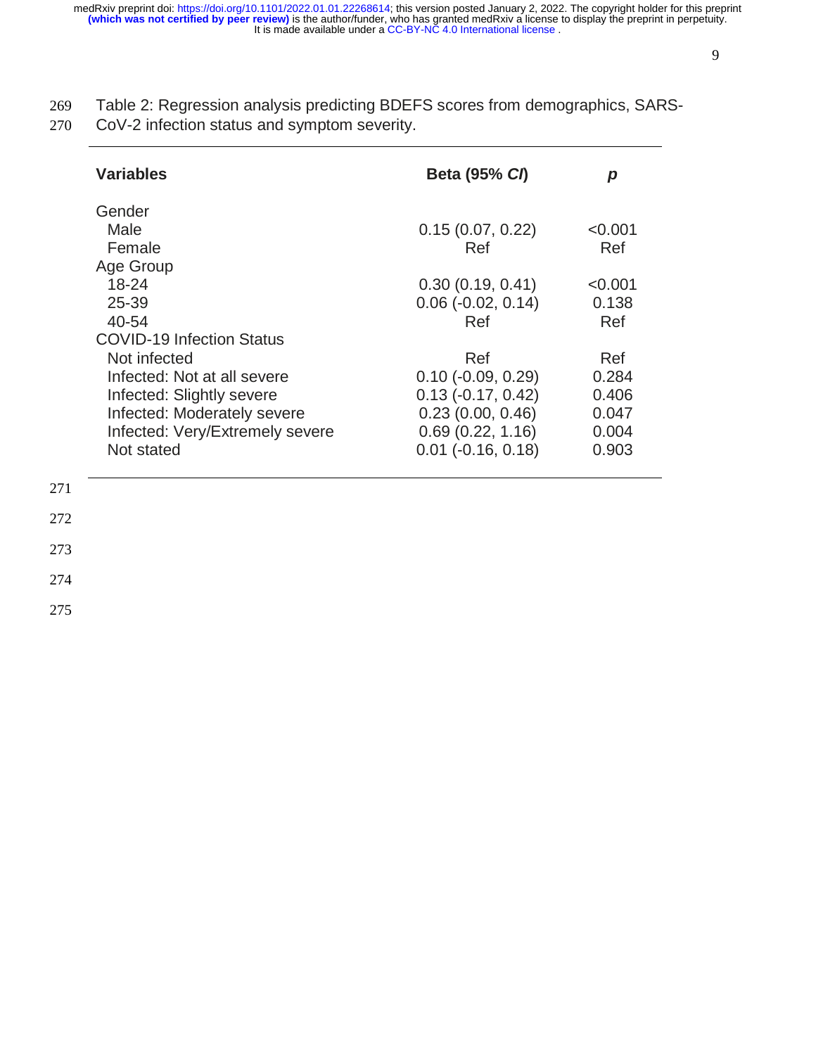Table 2: Regression analysis predicting BDEFS scores from demographics, SARS-CoV-2 infection status and symptom severity.

| **Variables** | **Beta (95% *CI*)** | ***p*** |
|---|---|---|
| Gender | | |
| Male | 0.15 (0.07, 0.22) | <0.001 |
| Female | Ref | Ref |
| Age Group | | |
| 18-24 | 0.30 (0.19, 0.41) | <0.001 |
| 25-39 | 0.06 (-0.02, 0.14) | 0.138 |
| 40-54 | Ref | Ref |
| COVID-19 Infection Status | | |
| Not infected | Ref | Ref |
| Infected: Not at all severe | 0.10 (-0.09, 0.29) | 0.284 |
| Infected: Slightly severe | 0.13 (-0.17, 0.42) | 0.406 |
| Infected: Moderately severe | 0.23 (0.00, 0.46) | 0.047 |
| Infected: Very/Extremely severe | 0.69 (0.22, 1.16) | 0.004 |
| Not stated | 0.01 (-0.16, 0.18) | 0.903 |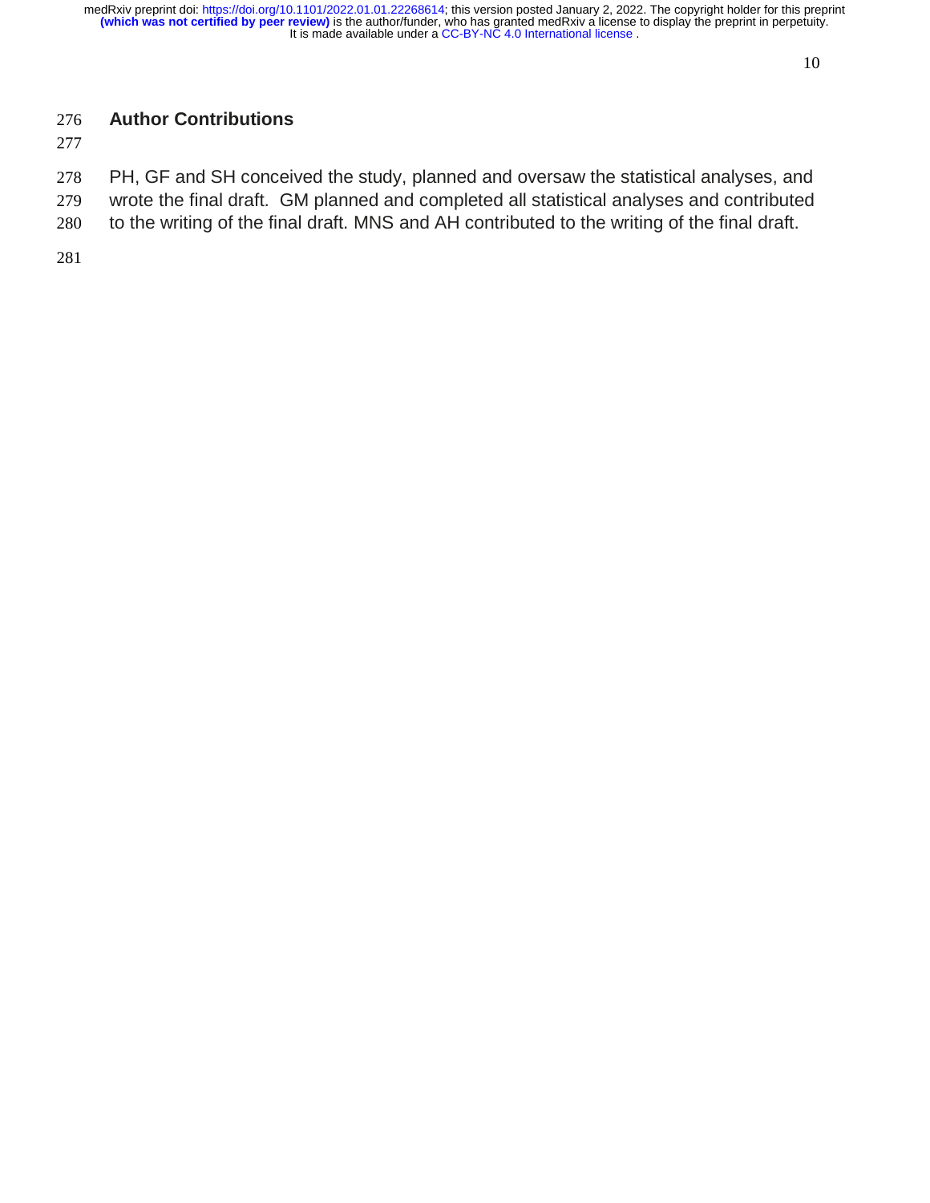## Author Contributions

PH, GF and SH conceived the study, planned and oversaw the statistical analyses, and wrote the final draft. GM planned and completed all statistical analyses and contributed to the writing of the final draft. MNS and AH contributed to the writing of the final draft.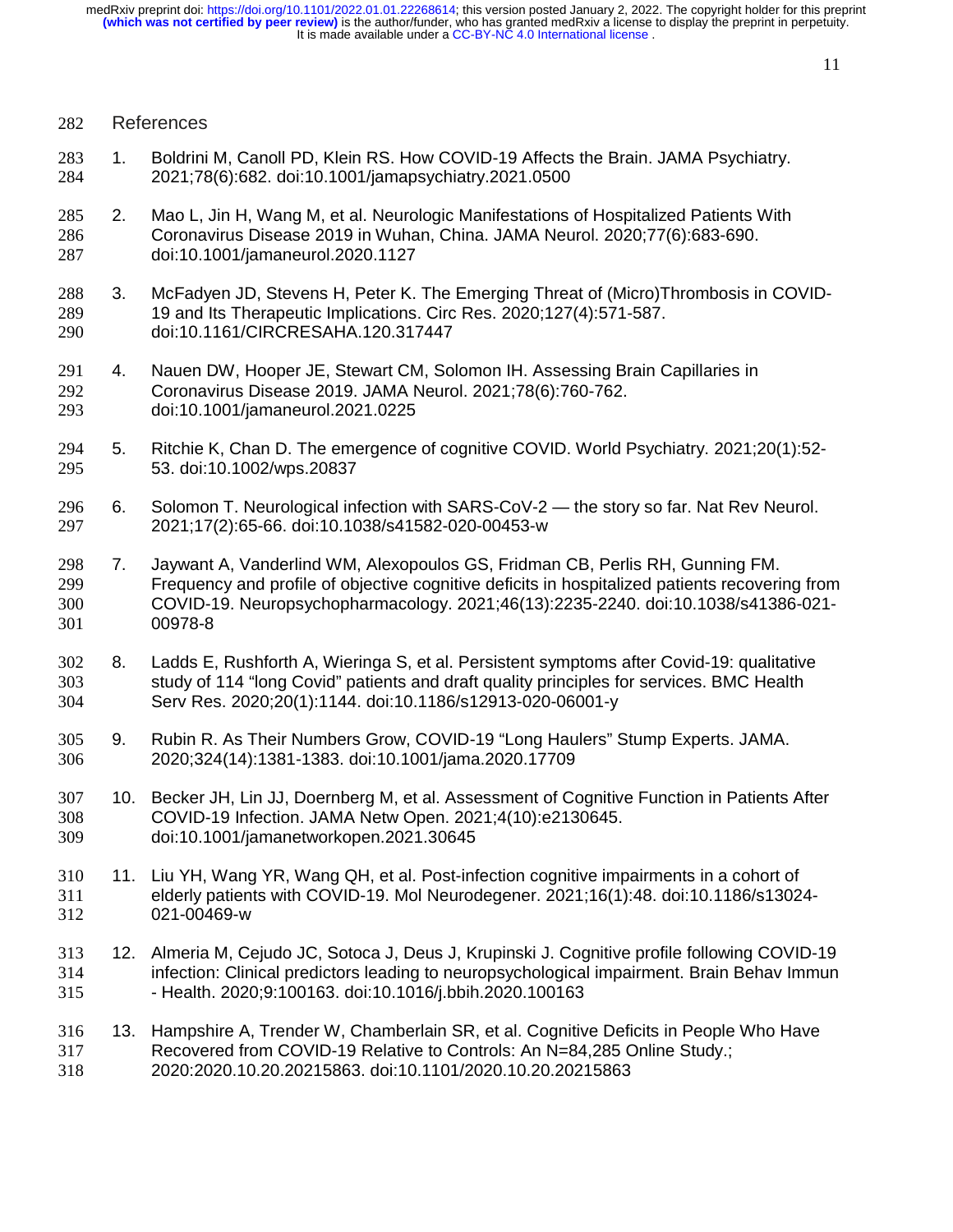## References

1. Boldrini M, Canoll PD, Klein RS. How COVID-19 Affects the Brain. JAMA Psychiatry. 2021;78(6):682. doi:10.1001/jamapsychiatry.2021.0500

2. Mao L, Jin H, Wang M, et al. Neurologic Manifestations of Hospitalized Patients With Coronavirus Disease 2019 in Wuhan, China. JAMA Neurol. 2020;77(6):683-690. doi:10.1001/jamaneurol.2020.1127

3. McFadyen JD, Stevens H, Peter K. The Emerging Threat of (Micro)Thrombosis in COVID-19 and Its Therapeutic Implications. Circ Res. 2020;127(4):571-587. doi:10.1161/CIRCRESAHA.120.317447

4. Nauen DW, Hooper JE, Stewart CM, Solomon IH. Assessing Brain Capillaries in Coronavirus Disease 2019. JAMA Neurol. 2021;78(6):760-762. doi:10.1001/jamaneurol.2021.0225

5. Ritchie K, Chan D. The emergence of cognitive COVID. World Psychiatry. 2021;20(1):52-53. doi:10.1002/wps.20837

6. Solomon T. Neurological infection with SARS-CoV-2 — the story so far. Nat Rev Neurol. 2021;17(2):65-66. doi:10.1038/s41582-020-00453-w

7. Jaywant A, Vanderlind WM, Alexopoulos GS, Fridman CB, Perlis RH, Gunning FM. Frequency and profile of objective cognitive deficits in hospitalized patients recovering from COVID-19. Neuropsychopharmacology. 2021;46(13):2235-2240. doi:10.1038/s41386-021-00978-8

8. Ladds E, Rushforth A, Wieringa S, et al. Persistent symptoms after Covid-19: qualitative study of 114 "long Covid" patients and draft quality principles for services. BMC Health Serv Res. 2020;20(1):1144. doi:10.1186/s12913-020-06001-y

9. Rubin R. As Their Numbers Grow, COVID-19 "Long Haulers" Stump Experts. JAMA. 2020;324(14):1381-1383. doi:10.1001/jama.2020.17709

10. Becker JH, Lin JJ, Doernberg M, et al. Assessment of Cognitive Function in Patients After COVID-19 Infection. JAMA Netw Open. 2021;4(10):e2130645. doi:10.1001/jamanetworkopen.2021.30645

11. Liu YH, Wang YR, Wang QH, et al. Post-infection cognitive impairments in a cohort of elderly patients with COVID-19. Mol Neurodegener. 2021;16(1):48. doi:10.1186/s13024-021-00469-w

12. Almeria M, Cejudo JC, Sotoca J, Deus J, Krupinski J. Cognitive profile following COVID-19 infection: Clinical predictors leading to neuropsychological impairment. Brain Behav Immun - Health. 2020;9:100163. doi:10.1016/j.bbih.2020.100163

13. Hampshire A, Trender W, Chamberlain SR, et al. Cognitive Deficits in People Who Have Recovered from COVID-19 Relative to Controls: An N=84,285 Online Study.; 2020:2020.10.20.20215863. doi:10.1101/2020.10.20.20215863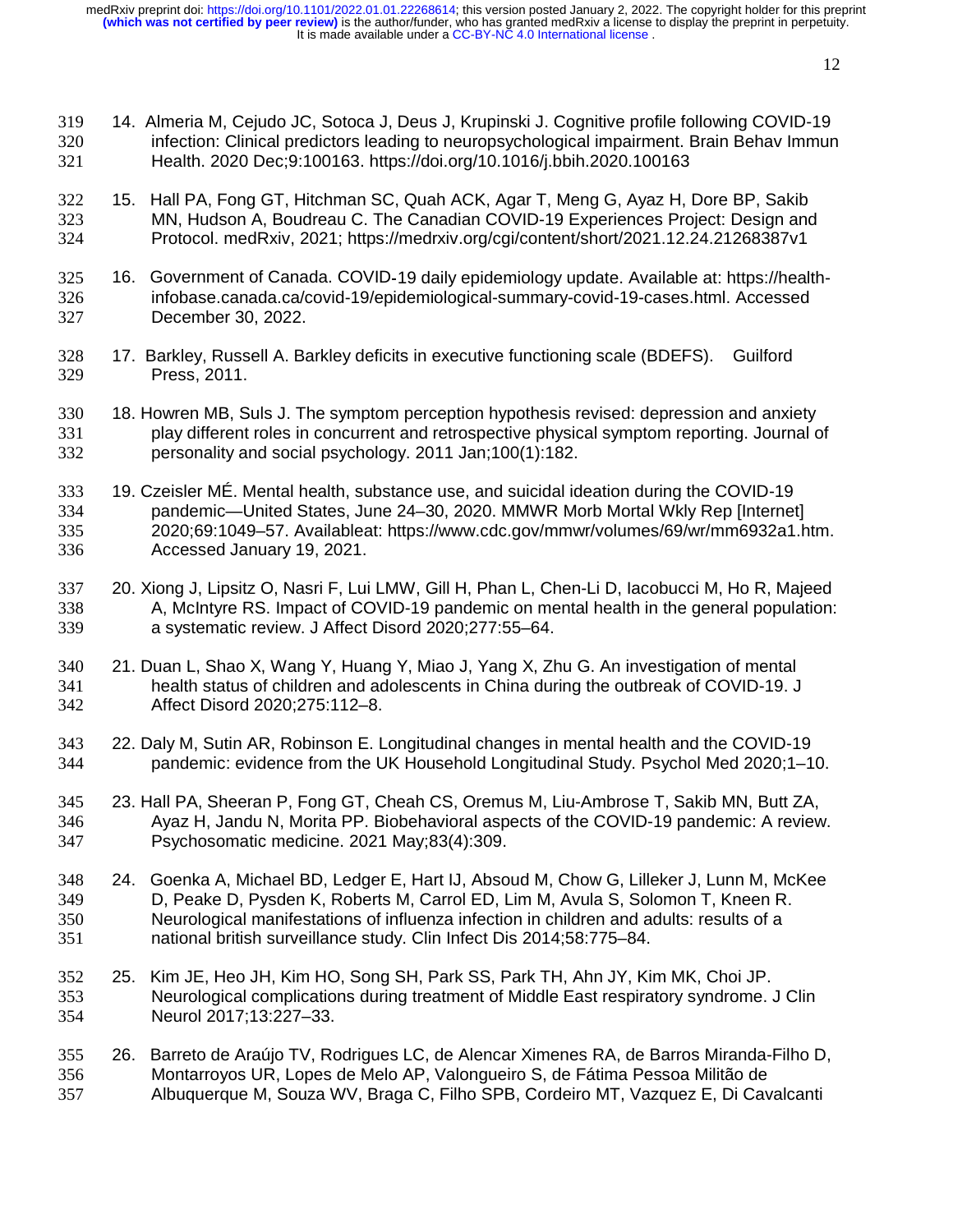14. Almeria M, Cejudo JC, Sotoca J, Deus J, Krupinski J. Cognitive profile following COVID-19 infection: Clinical predictors leading to neuropsychological impairment. Brain Behav Immun Health. 2020 Dec;9:100163. https://doi.org/10.1016/j.bbih.2020.100163

15. Hall PA, Fong GT, Hitchman SC, Quah ACK, Agar T, Meng G, Ayaz H, Dore BP, Sakib MN, Hudson A, Boudreau C. The Canadian COVID-19 Experiences Project: Design and Protocol. medRxiv, 2021; https://medrxiv.org/cgi/content/short/2021.12.24.21268387v1

16. Government of Canada. COVID-19 daily epidemiology update. Available at: https://health-infobase.canada.ca/covid-19/epidemiological-summary-covid-19-cases.html. Accessed December 30, 2022.

17. Barkley, Russell A. Barkley deficits in executive functioning scale (BDEFS). Guilford Press, 2011.

18. Howren MB, Suls J. The symptom perception hypothesis revised: depression and anxiety play different roles in concurrent and retrospective physical symptom reporting. Journal of personality and social psychology. 2011 Jan;100(1):182.

19. Czeisler MÉ. Mental health, substance use, and suicidal ideation during the COVID-19 pandemic—United States, June 24–30, 2020. MMWR Morb Mortal Wkly Rep [Internet] 2020;69:1049–57. Availableat: https://www.cdc.gov/mmwr/volumes/69/wr/mm6932a1.htm. Accessed January 19, 2021.

20. Xiong J, Lipsitz O, Nasri F, Lui LMW, Gill H, Phan L, Chen-Li D, Iacobucci M, Ho R, Majeed A, McIntyre RS. Impact of COVID-19 pandemic on mental health in the general population: a systematic review. J Affect Disord 2020;277:55–64.

21. Duan L, Shao X, Wang Y, Huang Y, Miao J, Yang X, Zhu G. An investigation of mental health status of children and adolescents in China during the outbreak of COVID-19. J Affect Disord 2020;275:112–8.

22. Daly M, Sutin AR, Robinson E. Longitudinal changes in mental health and the COVID-19 pandemic: evidence from the UK Household Longitudinal Study. Psychol Med 2020;1–10.

23. Hall PA, Sheeran P, Fong GT, Cheah CS, Oremus M, Liu-Ambrose T, Sakib MN, Butt ZA, Ayaz H, Jandu N, Morita PP. Biobehavioral aspects of the COVID-19 pandemic: A review. Psychosomatic medicine. 2021 May;83(4):309.

24. Goenka A, Michael BD, Ledger E, Hart IJ, Absoud M, Chow G, Lilleker J, Lunn M, McKee D, Peake D, Pysden K, Roberts M, Carrol ED, Lim M, Avula S, Solomon T, Kneen R. Neurological manifestations of influenza infection in children and adults: results of a national british surveillance study. Clin Infect Dis 2014;58:775–84.

25. Kim JE, Heo JH, Kim HO, Song SH, Park SS, Park TH, Ahn JY, Kim MK, Choi JP. Neurological complications during treatment of Middle East respiratory syndrome. J Clin Neurol 2017;13:227–33.

26. Barreto de Araújo TV, Rodrigues LC, de Alencar Ximenes RA, de Barros Miranda-Filho D, Montarroyos UR, Lopes de Melo AP, Valongueiro S, de Fátima Pessoa Militão de Albuquerque M, Souza WV, Braga C, Filho SPB, Cordeiro MT, Vazquez E, Di Cavalcanti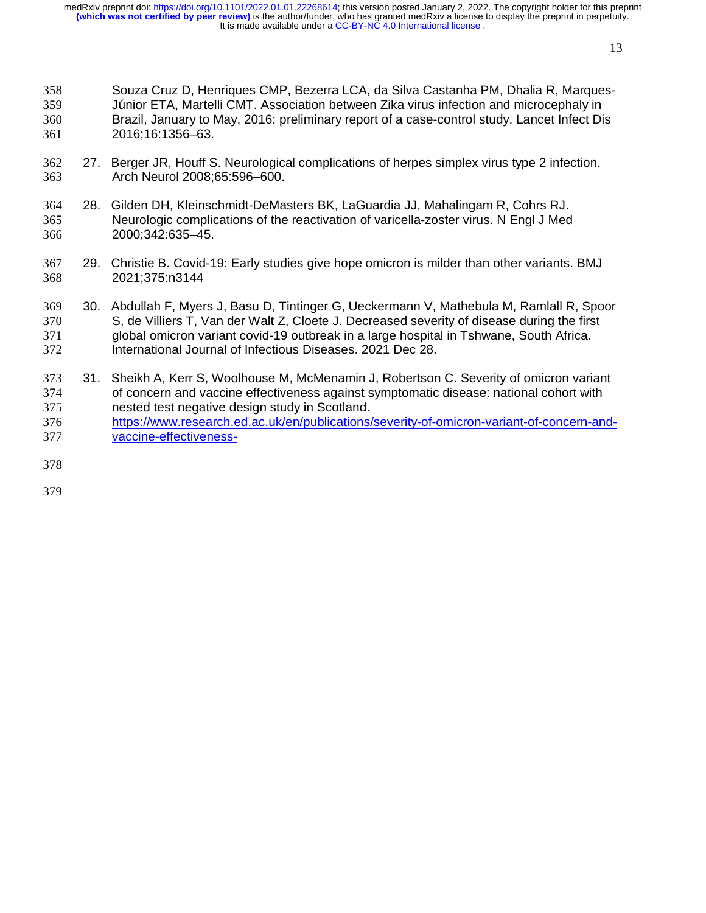Souza Cruz D, Henriques CMP, Bezerra LCA, da Silva Castanha PM, Dhalia R, Marques-Júnior ETA, Martelli CMT. Association between Zika virus infection and microcephaly in Brazil, January to May, 2016: preliminary report of a case-control study. Lancet Infect Dis 2016;16:1356–63.

27. Berger JR, Houff S. Neurological complications of herpes simplex virus type 2 infection. Arch Neurol 2008;65:596–600.

28. Gilden DH, Kleinschmidt-DeMasters BK, LaGuardia JJ, Mahalingam R, Cohrs RJ. Neurologic complications of the reactivation of varicella-zoster virus. N Engl J Med 2000;342:635–45.

29. Christie B. Covid-19: Early studies give hope omicron is milder than other variants. BMJ 2021;375:n3144

30. Abdullah F, Myers J, Basu D, Tintinger G, Ueckermann V, Mathebula M, Ramlall R, Spoor S, de Villiers T, Van der Walt Z, Cloete J. Decreased severity of disease during the first global omicron variant covid-19 outbreak in a large hospital in Tshwane, South Africa. International Journal of Infectious Diseases. 2021 Dec 28.

31. Sheikh A, Kerr S, Woolhouse M, McMenamin J, Robertson C. Severity of omicron variant of concern and vaccine effectiveness against symptomatic disease: national cohort with nested test negative design study in Scotland. https://www.research.ed.ac.uk/en/publications/severity-of-omicron-variant-of-concern-and-vaccine-effectiveness-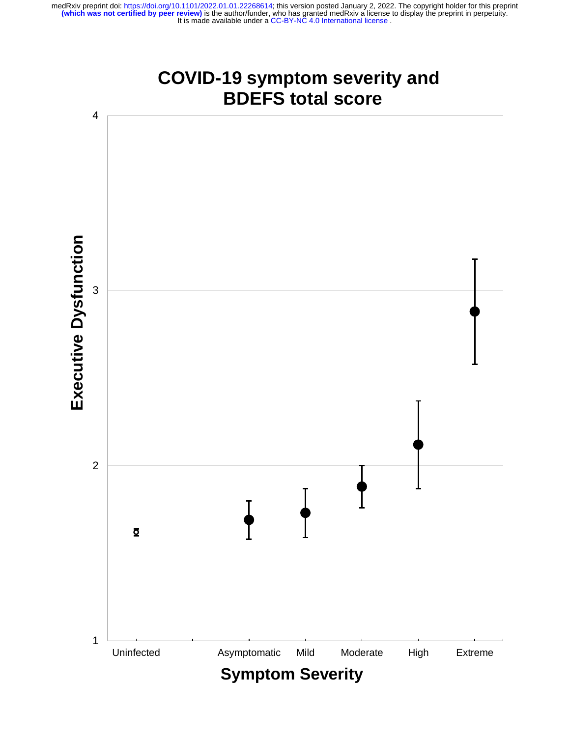COVID-19 symptom severity and
BDEFS total score

Executive Dysfunction

4

3

2

1

Uninfected

Asymptomatic

Mild

Moderate

High

Extreme

Symptom Severity